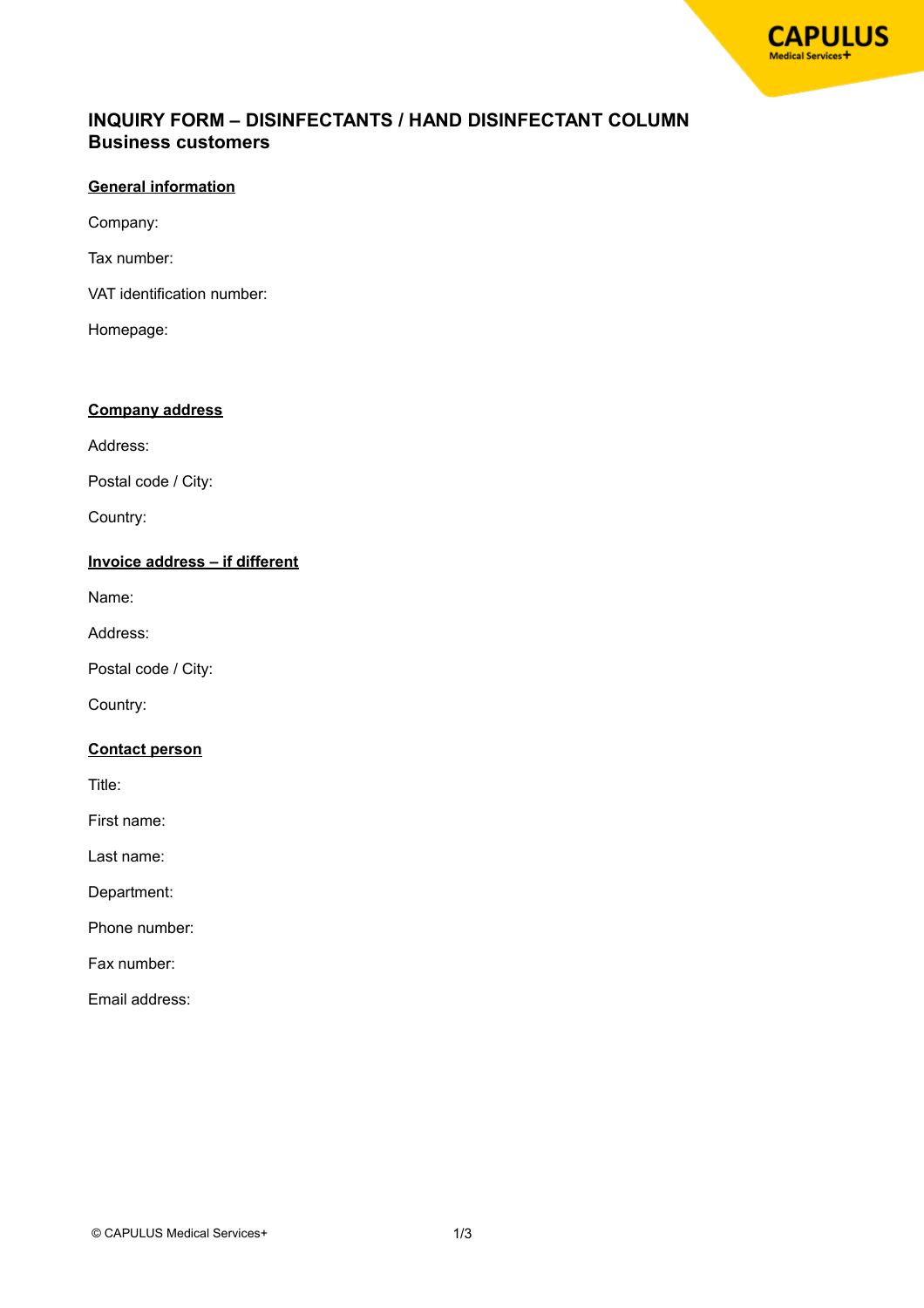# INQUIRY FORM – DISINFECTANTS / HAND DISINFECTANT COLUMN
## Business customers

**General information**

Company:

Tax number:

VAT identification number:

Homepage:

**Company address**

Address:

Postal code / City:

Country:

**Invoice address – if different**

Name:

Address:

Postal code / City:

Country:

**Contact person**

Title:

First name:

Last name:

Department:

Phone number:

Fax number:

Email address: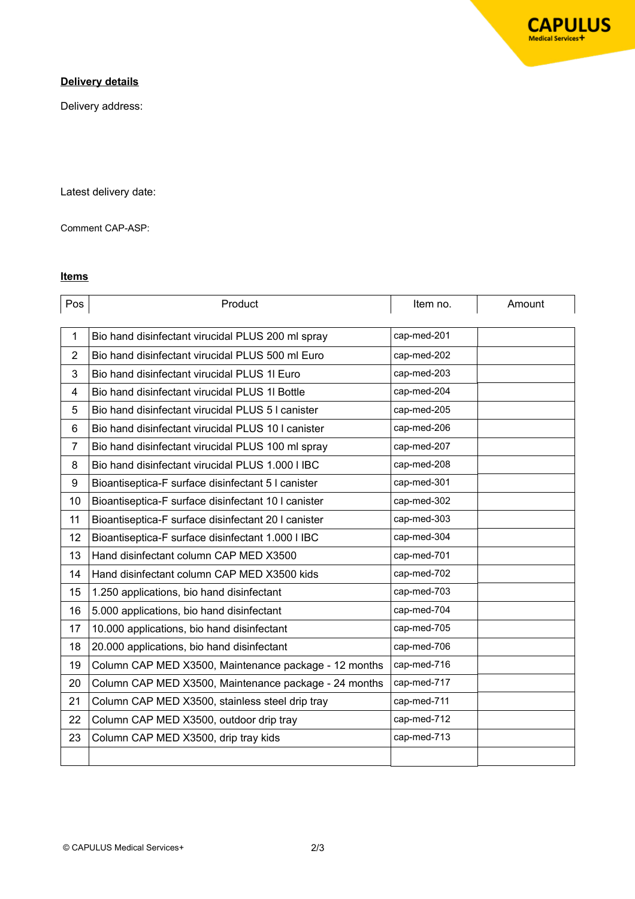**Delivery details**

Delivery address:

Latest delivery date:

Comment CAP-ASP:

**Items**

| Pos | Product | Item no. | Amount |
|---|---|---|---|
| 1 | Bio hand disinfectant virucidal PLUS 200 ml spray | cap-med-201 | |
| 2 | Bio hand disinfectant virucidal PLUS 500 ml Euro | cap-med-202 | |
| 3 | Bio hand disinfectant virucidal PLUS 1l Euro | cap-med-203 | |
| 4 | Bio hand disinfectant virucidal PLUS 1l Bottle | cap-med-204 | |
| 5 | Bio hand disinfectant virucidal PLUS 5 l canister | cap-med-205 | |
| 6 | Bio hand disinfectant virucidal PLUS 10 l canister | cap-med-206 | |
| 7 | Bio hand disinfectant virucidal PLUS 100 ml spray | cap-med-207 | |
| 8 | Bio hand disinfectant virucidal PLUS 1.000 l IBC | cap-med-208 | |
| 9 | Bioantiseptica-F surface disinfectant 5 l canister | cap-med-301 | |
| 10 | Bioantiseptica-F surface disinfectant 10 l canister | cap-med-302 | |
| 11 | Bioantiseptica-F surface disinfectant 20 l canister | cap-med-303 | |
| 12 | Bioantiseptica-F surface disinfectant 1.000 l IBC | cap-med-304 | |
| 13 | Hand disinfectant column CAP MED X3500 | cap-med-701 | |
| 14 | Hand disinfectant column CAP MED X3500 kids | cap-med-702 | |
| 15 | 1.250 applications, bio hand disinfectant | cap-med-703 | |
| 16 | 5.000 applications, bio hand disinfectant | cap-med-704 | |
| 17 | 10.000 applications, bio hand disinfectant | cap-med-705 | |
| 18 | 20.000 applications, bio hand disinfectant | cap-med-706 | |
| 19 | Column CAP MED X3500, Maintenance package - 12 months | cap-med-716 | |
| 20 | Column CAP MED X3500, Maintenance package - 24 months | cap-med-717 | |
| 21 | Column CAP MED X3500, stainless steel drip tray | cap-med-711 | |
| 22 | Column CAP MED X3500, outdoor drip tray | cap-med-712 | |
| 23 | Column CAP MED X3500, drip tray kids | cap-med-713 | |
| | | | |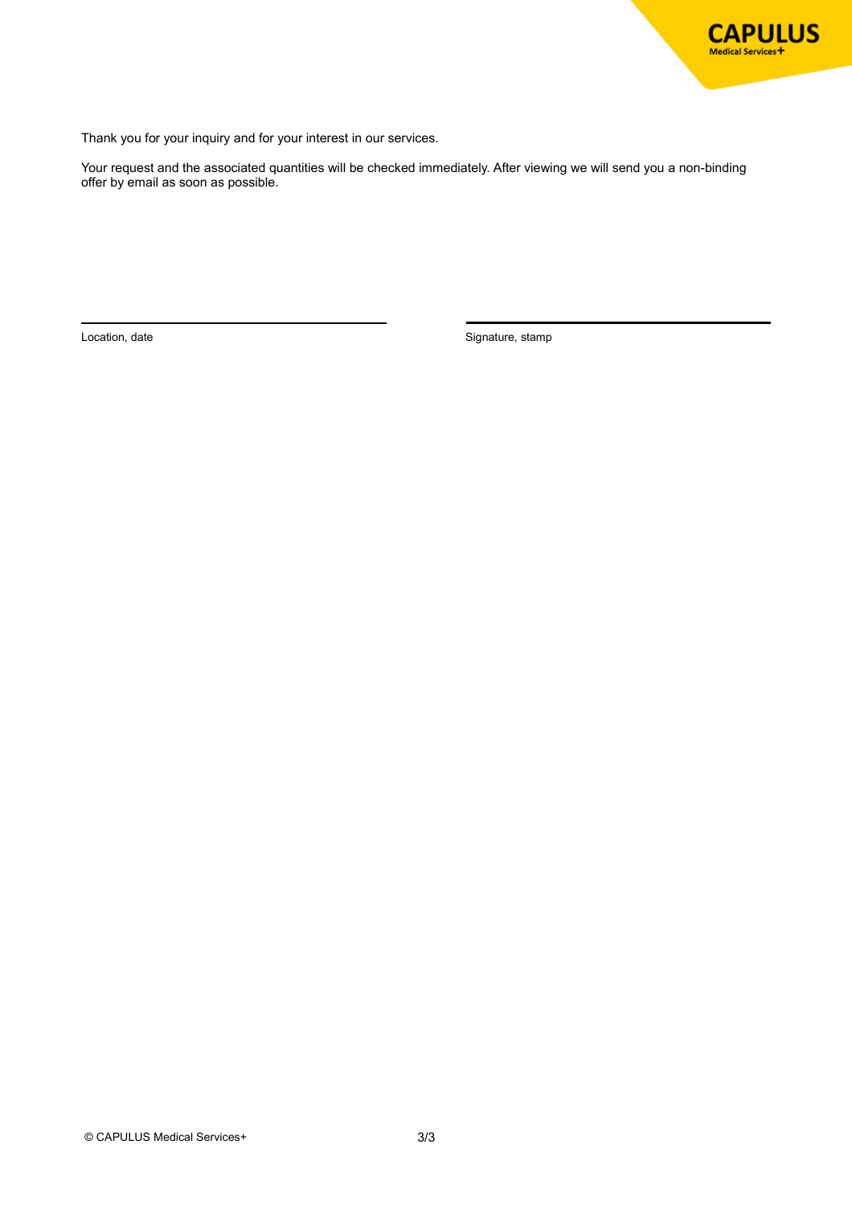Thank you for your inquiry and for your interest in our services.

Your request and the associated quantities will be checked immediately. After viewing we will send you a non-binding offer by email as soon as possible.

| | |
|---|---|
| Location, date | Signature, stamp |